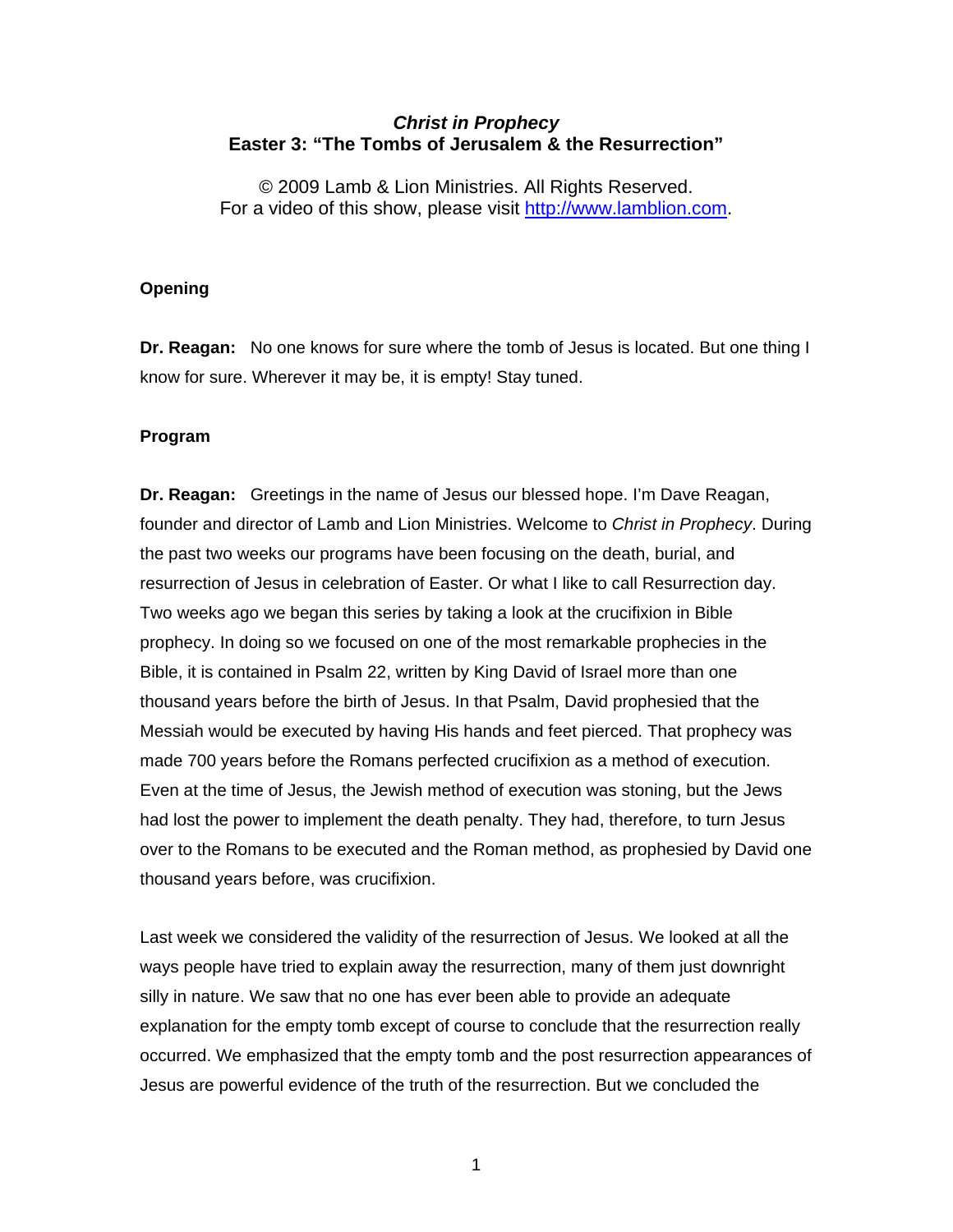### *Christ in Prophecy*
### Easter 3: "The Tombs of Jerusalem & the Resurrection"

© 2009 Lamb & Lion Ministries. All Rights Reserved.
For a video of this show, please visit http://www.lamblion.com.

**Opening**

**Dr. Reagan:** No one knows for sure where the tomb of Jesus is located. But one thing I know for sure. Wherever it may be, it is empty! Stay tuned.

**Program**

**Dr. Reagan:** Greetings in the name of Jesus our blessed hope. I'm Dave Reagan, founder and director of Lamb and Lion Ministries. Welcome to *Christ in Prophecy*. During the past two weeks our programs have been focusing on the death, burial, and resurrection of Jesus in celebration of Easter. Or what I like to call Resurrection day. Two weeks ago we began this series by taking a look at the crucifixion in Bible prophecy. In doing so we focused on one of the most remarkable prophecies in the Bible, it is contained in Psalm 22, written by King David of Israel more than one thousand years before the birth of Jesus. In that Psalm, David prophesied that the Messiah would be executed by having His hands and feet pierced. That prophecy was made 700 years before the Romans perfected crucifixion as a method of execution. Even at the time of Jesus, the Jewish method of execution was stoning, but the Jews had lost the power to implement the death penalty. They had, therefore, to turn Jesus over to the Romans to be executed and the Roman method, as prophesied by David one thousand years before, was crucifixion.

Last week we considered the validity of the resurrection of Jesus. We looked at all the ways people have tried to explain away the resurrection, many of them just downright silly in nature. We saw that no one has ever been able to provide an adequate explanation for the empty tomb except of course to conclude that the resurrection really occurred. We emphasized that the empty tomb and the post resurrection appearances of Jesus are powerful evidence of the truth of the resurrection. But we concluded the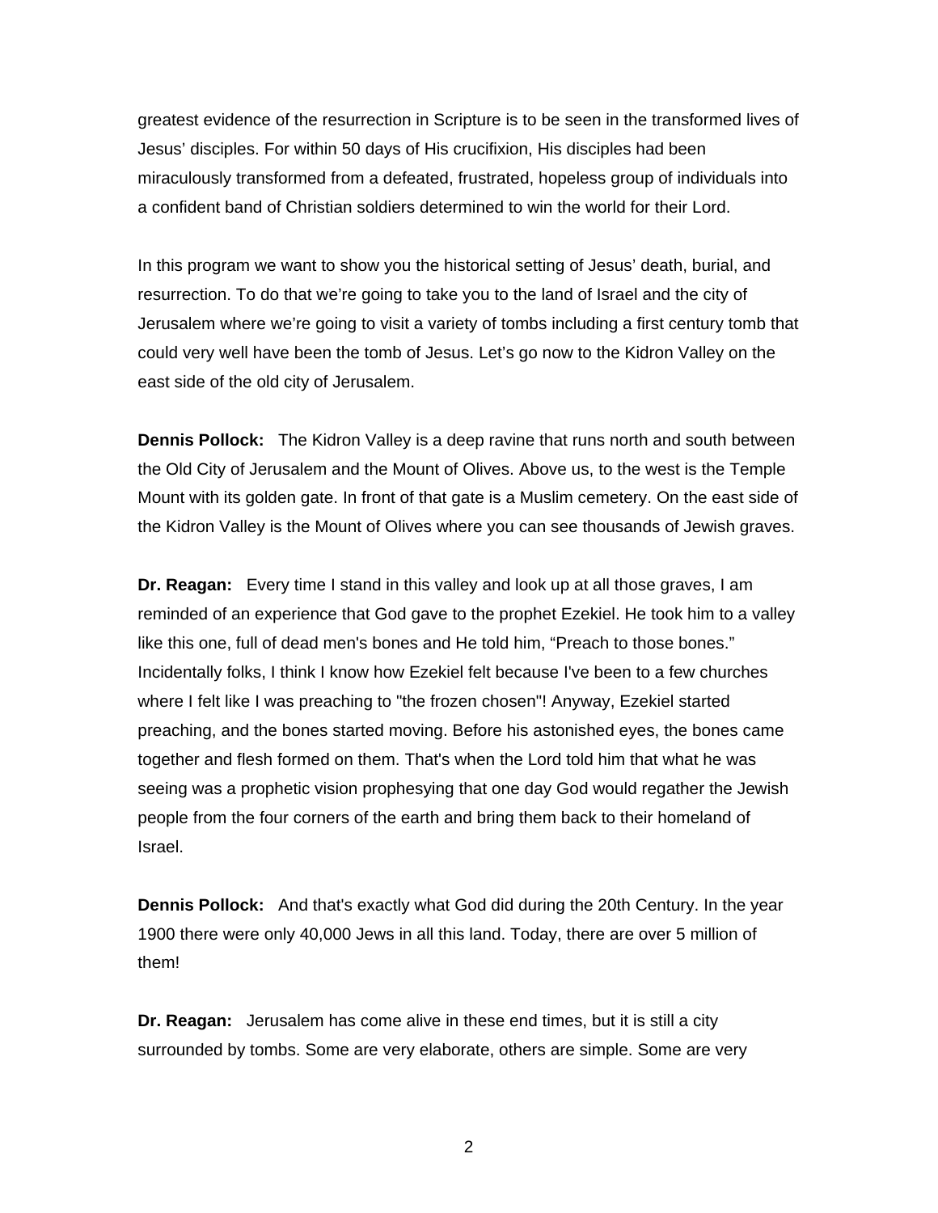greatest evidence of the resurrection in Scripture is to be seen in the transformed lives of Jesus' disciples. For within 50 days of His crucifixion, His disciples had been miraculously transformed from a defeated, frustrated, hopeless group of individuals into a confident band of Christian soldiers determined to win the world for their Lord.

In this program we want to show you the historical setting of Jesus' death, burial, and resurrection. To do that we're going to take you to the land of Israel and the city of Jerusalem where we're going to visit a variety of tombs including a first century tomb that could very well have been the tomb of Jesus. Let's go now to the Kidron Valley on the east side of the old city of Jerusalem.

**Dennis Pollock:** The Kidron Valley is a deep ravine that runs north and south between the Old City of Jerusalem and the Mount of Olives. Above us, to the west is the Temple Mount with its golden gate. In front of that gate is a Muslim cemetery. On the east side of the Kidron Valley is the Mount of Olives where you can see thousands of Jewish graves.

**Dr. Reagan:** Every time I stand in this valley and look up at all those graves, I am reminded of an experience that God gave to the prophet Ezekiel. He took him to a valley like this one, full of dead men's bones and He told him, "Preach to those bones." Incidentally folks, I think I know how Ezekiel felt because I've been to a few churches where I felt like I was preaching to "the frozen chosen"! Anyway, Ezekiel started preaching, and the bones started moving. Before his astonished eyes, the bones came together and flesh formed on them. That's when the Lord told him that what he was seeing was a prophetic vision prophesying that one day God would regather the Jewish people from the four corners of the earth and bring them back to their homeland of Israel.

**Dennis Pollock:** And that's exactly what God did during the 20th Century. In the year 1900 there were only 40,000 Jews in all this land. Today, there are over 5 million of them!

**Dr. Reagan:** Jerusalem has come alive in these end times, but it is still a city surrounded by tombs. Some are very elaborate, others are simple. Some are very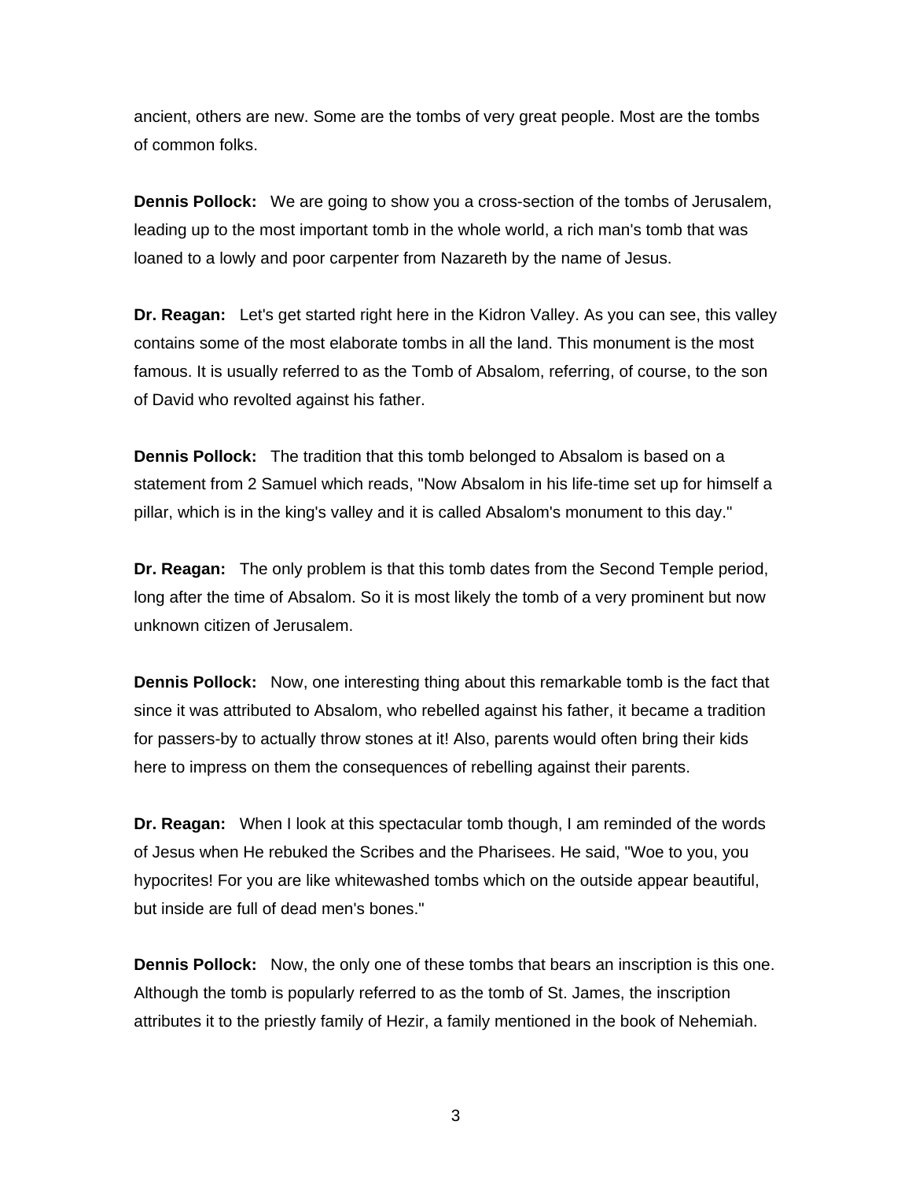ancient, others are new. Some are the tombs of very great people. Most are the tombs of common folks.

**Dennis Pollock:** We are going to show you a cross-section of the tombs of Jerusalem, leading up to the most important tomb in the whole world, a rich man's tomb that was loaned to a lowly and poor carpenter from Nazareth by the name of Jesus.

**Dr. Reagan:** Let's get started right here in the Kidron Valley. As you can see, this valley contains some of the most elaborate tombs in all the land. This monument is the most famous. It is usually referred to as the Tomb of Absalom, referring, of course, to the son of David who revolted against his father.

**Dennis Pollock:** The tradition that this tomb belonged to Absalom is based on a statement from 2 Samuel which reads, "Now Absalom in his life-time set up for himself a pillar, which is in the king's valley and it is called Absalom's monument to this day."

**Dr. Reagan:** The only problem is that this tomb dates from the Second Temple period, long after the time of Absalom. So it is most likely the tomb of a very prominent but now unknown citizen of Jerusalem.

**Dennis Pollock:** Now, one interesting thing about this remarkable tomb is the fact that since it was attributed to Absalom, who rebelled against his father, it became a tradition for passers-by to actually throw stones at it! Also, parents would often bring their kids here to impress on them the consequences of rebelling against their parents.

**Dr. Reagan:** When I look at this spectacular tomb though, I am reminded of the words of Jesus when He rebuked the Scribes and the Pharisees. He said, "Woe to you, you hypocrites! For you are like whitewashed tombs which on the outside appear beautiful, but inside are full of dead men's bones."

**Dennis Pollock:** Now, the only one of these tombs that bears an inscription is this one. Although the tomb is popularly referred to as the tomb of St. James, the inscription attributes it to the priestly family of Hezir, a family mentioned in the book of Nehemiah.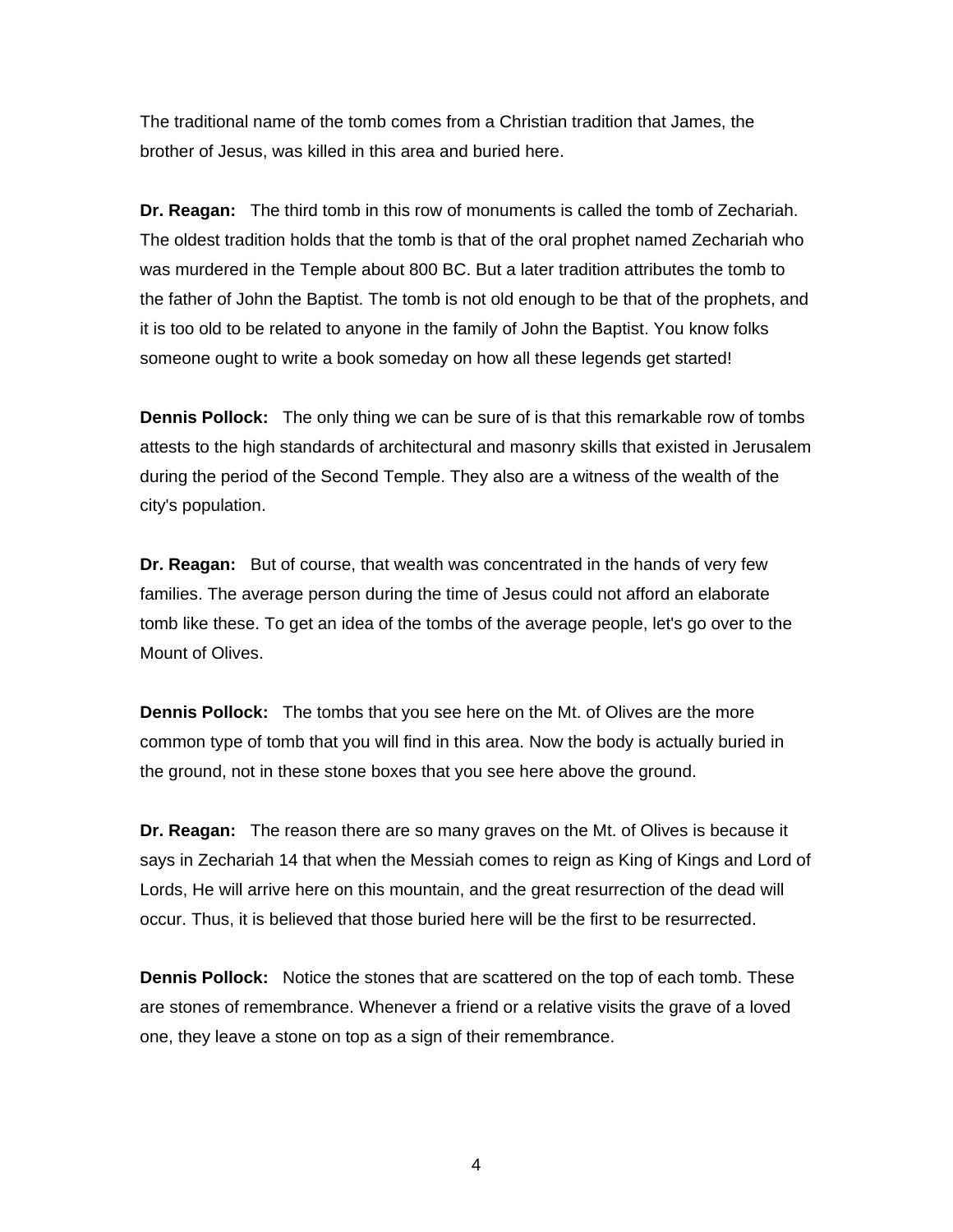The traditional name of the tomb comes from a Christian tradition that James, the brother of Jesus, was killed in this area and buried here.

**Dr. Reagan:** The third tomb in this row of monuments is called the tomb of Zechariah. The oldest tradition holds that the tomb is that of the oral prophet named Zechariah who was murdered in the Temple about 800 BC. But a later tradition attributes the tomb to the father of John the Baptist. The tomb is not old enough to be that of the prophets, and it is too old to be related to anyone in the family of John the Baptist. You know folks someone ought to write a book someday on how all these legends get started!

**Dennis Pollock:** The only thing we can be sure of is that this remarkable row of tombs attests to the high standards of architectural and masonry skills that existed in Jerusalem during the period of the Second Temple. They also are a witness of the wealth of the city's population.

**Dr. Reagan:** But of course, that wealth was concentrated in the hands of very few families. The average person during the time of Jesus could not afford an elaborate tomb like these. To get an idea of the tombs of the average people, let's go over to the Mount of Olives.

**Dennis Pollock:** The tombs that you see here on the Mt. of Olives are the more common type of tomb that you will find in this area. Now the body is actually buried in the ground, not in these stone boxes that you see here above the ground.

**Dr. Reagan:** The reason there are so many graves on the Mt. of Olives is because it says in Zechariah 14 that when the Messiah comes to reign as King of Kings and Lord of Lords, He will arrive here on this mountain, and the great resurrection of the dead will occur. Thus, it is believed that those buried here will be the first to be resurrected.

**Dennis Pollock:** Notice the stones that are scattered on the top of each tomb. These are stones of remembrance. Whenever a friend or a relative visits the grave of a loved one, they leave a stone on top as a sign of their remembrance.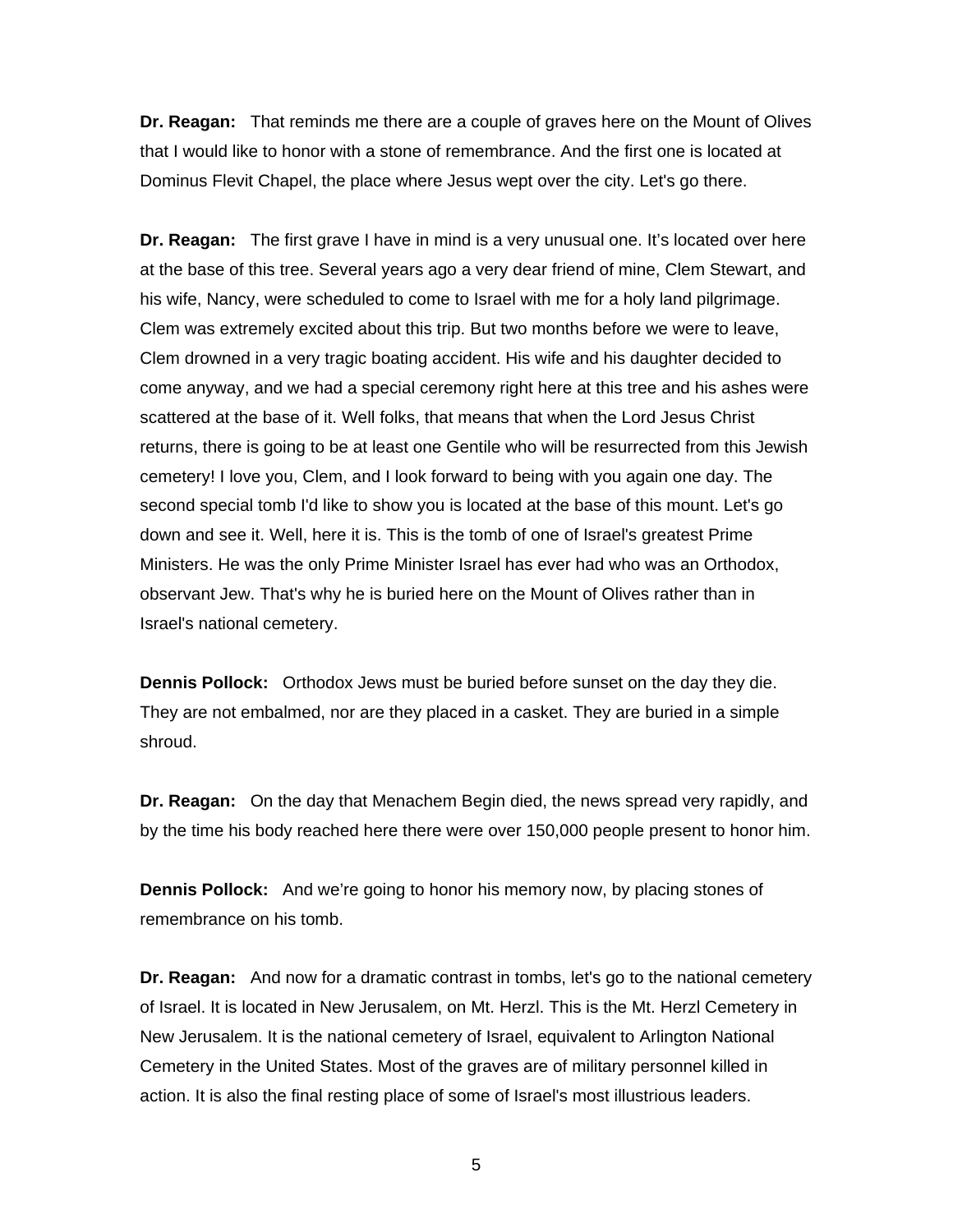**Dr. Reagan:** That reminds me there are a couple of graves here on the Mount of Olives that I would like to honor with a stone of remembrance. And the first one is located at Dominus Flevit Chapel, the place where Jesus wept over the city. Let's go there.

**Dr. Reagan:** The first grave I have in mind is a very unusual one. It's located over here at the base of this tree. Several years ago a very dear friend of mine, Clem Stewart, and his wife, Nancy, were scheduled to come to Israel with me for a holy land pilgrimage. Clem was extremely excited about this trip. But two months before we were to leave, Clem drowned in a very tragic boating accident. His wife and his daughter decided to come anyway, and we had a special ceremony right here at this tree and his ashes were scattered at the base of it. Well folks, that means that when the Lord Jesus Christ returns, there is going to be at least one Gentile who will be resurrected from this Jewish cemetery! I love you, Clem, and I look forward to being with you again one day. The second special tomb I'd like to show you is located at the base of this mount. Let's go down and see it. Well, here it is. This is the tomb of one of Israel's greatest Prime Ministers. He was the only Prime Minister Israel has ever had who was an Orthodox, observant Jew. That's why he is buried here on the Mount of Olives rather than in Israel's national cemetery.

**Dennis Pollock:** Orthodox Jews must be buried before sunset on the day they die. They are not embalmed, nor are they placed in a casket. They are buried in a simple shroud.

**Dr. Reagan:** On the day that Menachem Begin died, the news spread very rapidly, and by the time his body reached here there were over 150,000 people present to honor him.

**Dennis Pollock:** And we're going to honor his memory now, by placing stones of remembrance on his tomb.

**Dr. Reagan:** And now for a dramatic contrast in tombs, let's go to the national cemetery of Israel. It is located in New Jerusalem, on Mt. Herzl. This is the Mt. Herzl Cemetery in New Jerusalem. It is the national cemetery of Israel, equivalent to Arlington National Cemetery in the United States. Most of the graves are of military personnel killed in action. It is also the final resting place of some of Israel's most illustrious leaders.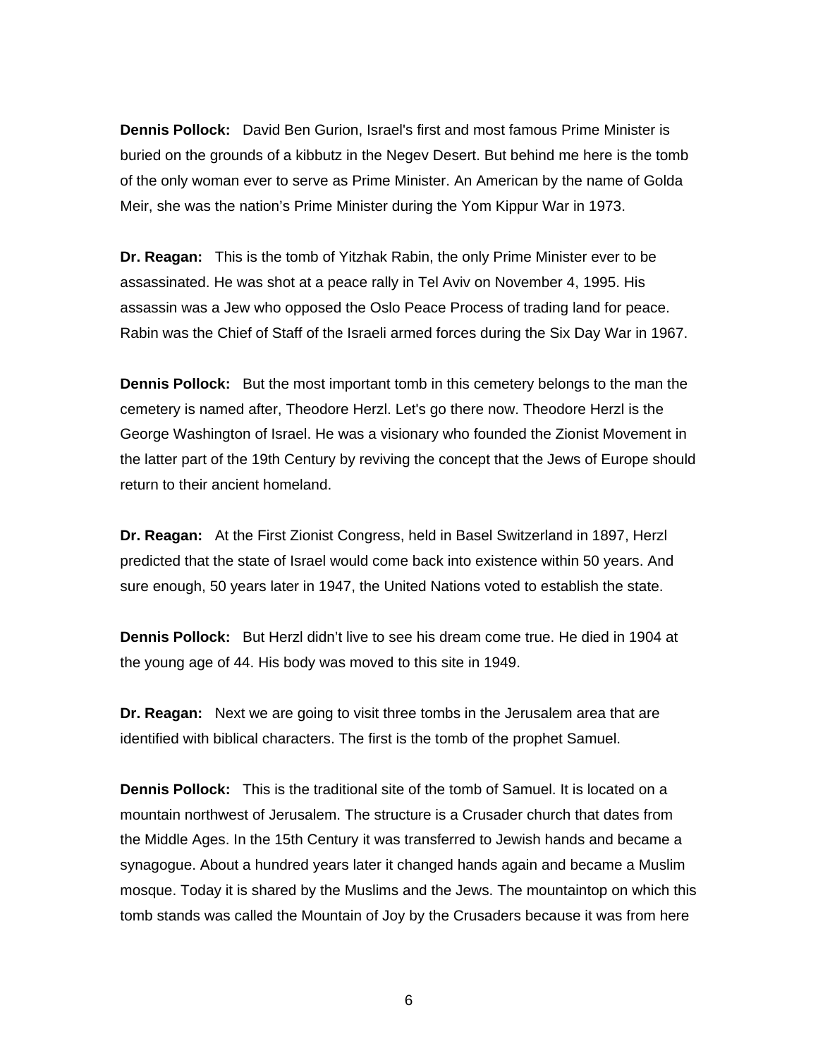**Dennis Pollock:** David Ben Gurion, Israel's first and most famous Prime Minister is buried on the grounds of a kibbutz in the Negev Desert. But behind me here is the tomb of the only woman ever to serve as Prime Minister. An American by the name of Golda Meir, she was the nation's Prime Minister during the Yom Kippur War in 1973.

**Dr. Reagan:** This is the tomb of Yitzhak Rabin, the only Prime Minister ever to be assassinated. He was shot at a peace rally in Tel Aviv on November 4, 1995. His assassin was a Jew who opposed the Oslo Peace Process of trading land for peace. Rabin was the Chief of Staff of the Israeli armed forces during the Six Day War in 1967.

**Dennis Pollock:** But the most important tomb in this cemetery belongs to the man the cemetery is named after, Theodore Herzl. Let's go there now. Theodore Herzl is the George Washington of Israel. He was a visionary who founded the Zionist Movement in the latter part of the 19th Century by reviving the concept that the Jews of Europe should return to their ancient homeland.

**Dr. Reagan:** At the First Zionist Congress, held in Basel Switzerland in 1897, Herzl predicted that the state of Israel would come back into existence within 50 years. And sure enough, 50 years later in 1947, the United Nations voted to establish the state.

**Dennis Pollock:** But Herzl didn't live to see his dream come true. He died in 1904 at the young age of 44. His body was moved to this site in 1949.

**Dr. Reagan:** Next we are going to visit three tombs in the Jerusalem area that are identified with biblical characters. The first is the tomb of the prophet Samuel.

**Dennis Pollock:** This is the traditional site of the tomb of Samuel. It is located on a mountain northwest of Jerusalem. The structure is a Crusader church that dates from the Middle Ages. In the 15th Century it was transferred to Jewish hands and became a synagogue. About a hundred years later it changed hands again and became a Muslim mosque. Today it is shared by the Muslims and the Jews. The mountaintop on which this tomb stands was called the Mountain of Joy by the Crusaders because it was from here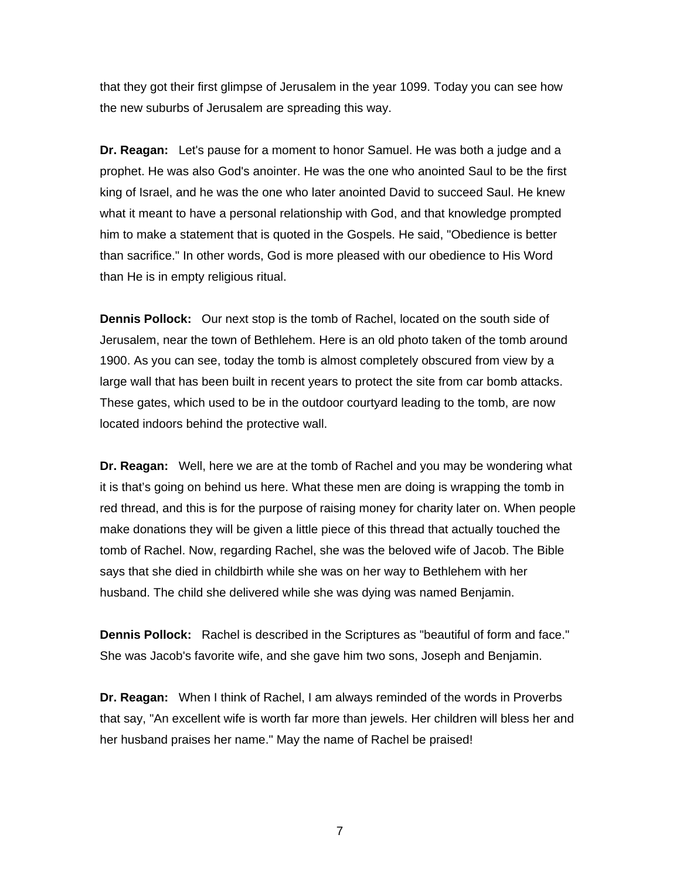that they got their first glimpse of Jerusalem in the year 1099. Today you can see how the new suburbs of Jerusalem are spreading this way.

**Dr. Reagan:** Let's pause for a moment to honor Samuel. He was both a judge and a prophet. He was also God's anointer. He was the one who anointed Saul to be the first king of Israel, and he was the one who later anointed David to succeed Saul. He knew what it meant to have a personal relationship with God, and that knowledge prompted him to make a statement that is quoted in the Gospels. He said, "Obedience is better than sacrifice." In other words, God is more pleased with our obedience to His Word than He is in empty religious ritual.

**Dennis Pollock:** Our next stop is the tomb of Rachel, located on the south side of Jerusalem, near the town of Bethlehem. Here is an old photo taken of the tomb around 1900. As you can see, today the tomb is almost completely obscured from view by a large wall that has been built in recent years to protect the site from car bomb attacks. These gates, which used to be in the outdoor courtyard leading to the tomb, are now located indoors behind the protective wall.

**Dr. Reagan:** Well, here we are at the tomb of Rachel and you may be wondering what it is that's going on behind us here. What these men are doing is wrapping the tomb in red thread, and this is for the purpose of raising money for charity later on. When people make donations they will be given a little piece of this thread that actually touched the tomb of Rachel. Now, regarding Rachel, she was the beloved wife of Jacob. The Bible says that she died in childbirth while she was on her way to Bethlehem with her husband. The child she delivered while she was dying was named Benjamin.

**Dennis Pollock:** Rachel is described in the Scriptures as "beautiful of form and face." She was Jacob's favorite wife, and she gave him two sons, Joseph and Benjamin.

**Dr. Reagan:** When I think of Rachel, I am always reminded of the words in Proverbs that say, "An excellent wife is worth far more than jewels. Her children will bless her and her husband praises her name." May the name of Rachel be praised!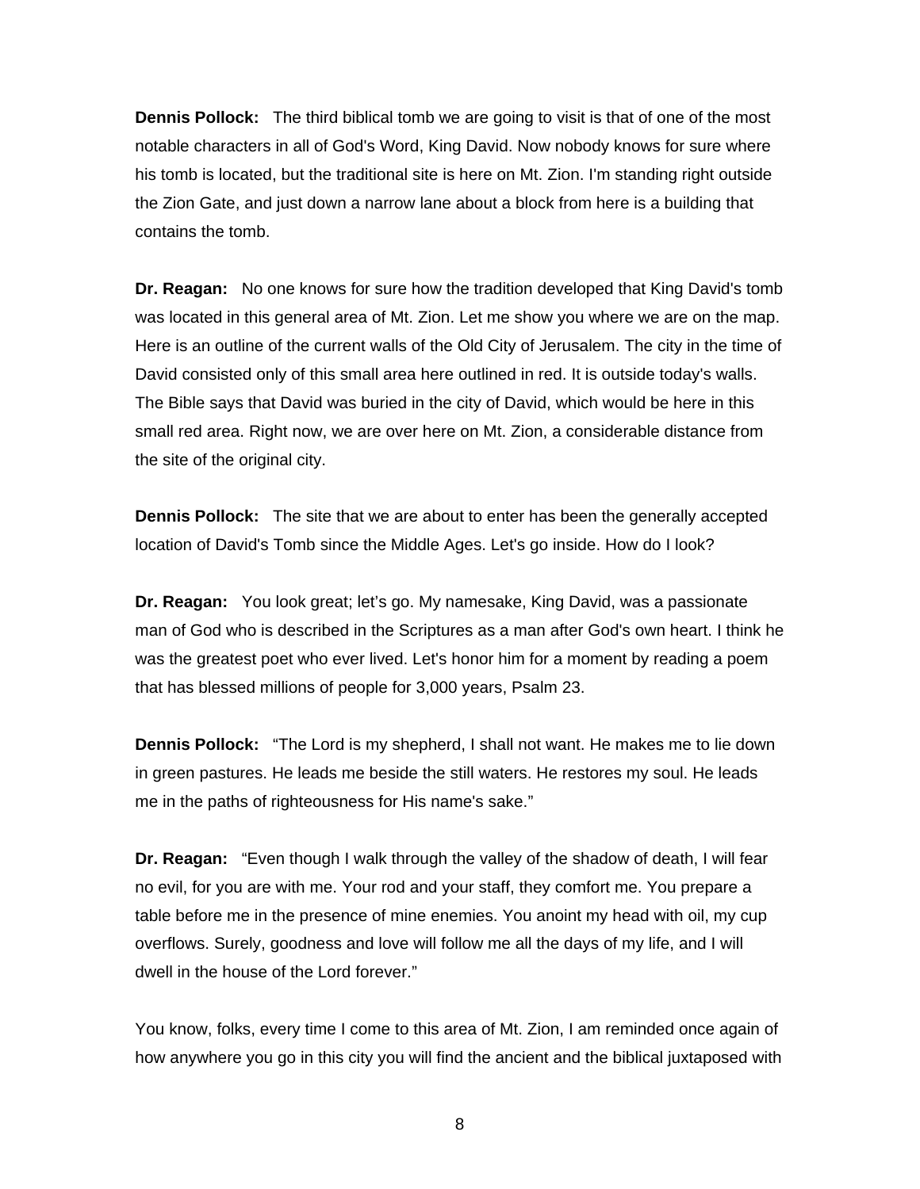**Dennis Pollock:** The third biblical tomb we are going to visit is that of one of the most notable characters in all of God's Word, King David. Now nobody knows for sure where his tomb is located, but the traditional site is here on Mt. Zion. I'm standing right outside the Zion Gate, and just down a narrow lane about a block from here is a building that contains the tomb.

**Dr. Reagan:** No one knows for sure how the tradition developed that King David's tomb was located in this general area of Mt. Zion. Let me show you where we are on the map. Here is an outline of the current walls of the Old City of Jerusalem. The city in the time of David consisted only of this small area here outlined in red. It is outside today's walls. The Bible says that David was buried in the city of David, which would be here in this small red area. Right now, we are over here on Mt. Zion, a considerable distance from the site of the original city.

**Dennis Pollock:** The site that we are about to enter has been the generally accepted location of David's Tomb since the Middle Ages. Let's go inside. How do I look?

**Dr. Reagan:** You look great; let's go. My namesake, King David, was a passionate man of God who is described in the Scriptures as a man after God's own heart. I think he was the greatest poet who ever lived. Let's honor him for a moment by reading a poem that has blessed millions of people for 3,000 years, Psalm 23.

**Dennis Pollock:** "The Lord is my shepherd, I shall not want. He makes me to lie down in green pastures. He leads me beside the still waters. He restores my soul. He leads me in the paths of righteousness for His name's sake."

**Dr. Reagan:** "Even though I walk through the valley of the shadow of death, I will fear no evil, for you are with me. Your rod and your staff, they comfort me. You prepare a table before me in the presence of mine enemies. You anoint my head with oil, my cup overflows. Surely, goodness and love will follow me all the days of my life, and I will dwell in the house of the Lord forever."

You know, folks, every time I come to this area of Mt. Zion, I am reminded once again of how anywhere you go in this city you will find the ancient and the biblical juxtaposed with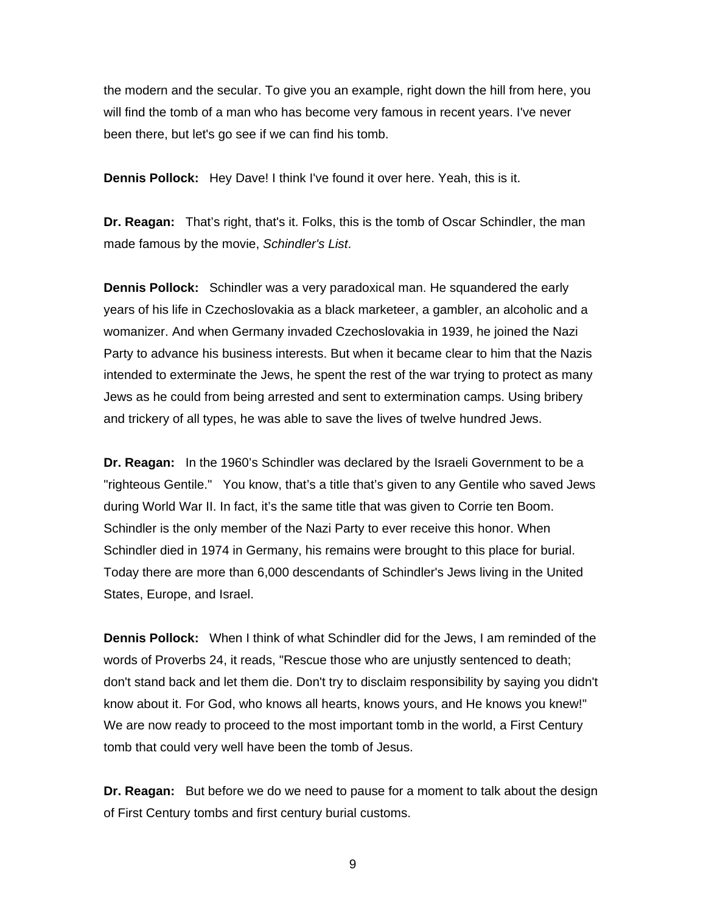the modern and the secular. To give you an example, right down the hill from here, you will find the tomb of a man who has become very famous in recent years. I've never been there, but let's go see if we can find his tomb.

**Dennis Pollock:** Hey Dave! I think I've found it over here. Yeah, this is it.

**Dr. Reagan:** That's right, that's it. Folks, this is the tomb of Oscar Schindler, the man made famous by the movie, *Schindler's List*.

**Dennis Pollock:** Schindler was a very paradoxical man. He squandered the early years of his life in Czechoslovakia as a black marketeer, a gambler, an alcoholic and a womanizer. And when Germany invaded Czechoslovakia in 1939, he joined the Nazi Party to advance his business interests. But when it became clear to him that the Nazis intended to exterminate the Jews, he spent the rest of the war trying to protect as many Jews as he could from being arrested and sent to extermination camps. Using bribery and trickery of all types, he was able to save the lives of twelve hundred Jews.

**Dr. Reagan:** In the 1960's Schindler was declared by the Israeli Government to be a "righteous Gentile." You know, that's a title that's given to any Gentile who saved Jews during World War II. In fact, it's the same title that was given to Corrie ten Boom. Schindler is the only member of the Nazi Party to ever receive this honor. When Schindler died in 1974 in Germany, his remains were brought to this place for burial. Today there are more than 6,000 descendants of Schindler's Jews living in the United States, Europe, and Israel.

**Dennis Pollock:** When I think of what Schindler did for the Jews, I am reminded of the words of Proverbs 24, it reads, "Rescue those who are unjustly sentenced to death; don't stand back and let them die. Don't try to disclaim responsibility by saying you didn't know about it. For God, who knows all hearts, knows yours, and He knows you knew!" We are now ready to proceed to the most important tomb in the world, a First Century tomb that could very well have been the tomb of Jesus.

**Dr. Reagan:** But before we do we need to pause for a moment to talk about the design of First Century tombs and first century burial customs.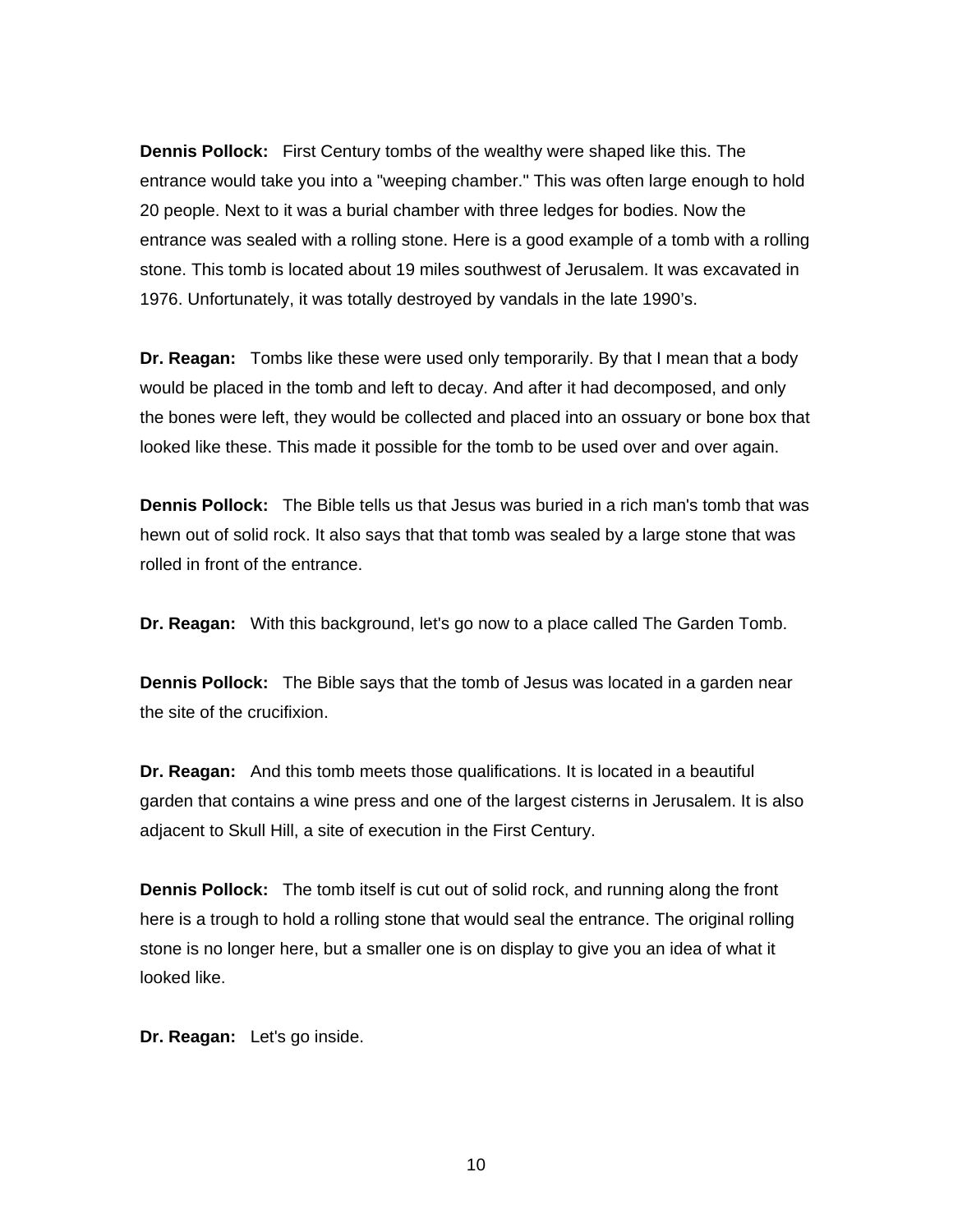**Dennis Pollock:** First Century tombs of the wealthy were shaped like this. The entrance would take you into a "weeping chamber." This was often large enough to hold 20 people. Next to it was a burial chamber with three ledges for bodies. Now the entrance was sealed with a rolling stone. Here is a good example of a tomb with a rolling stone. This tomb is located about 19 miles southwest of Jerusalem. It was excavated in 1976. Unfortunately, it was totally destroyed by vandals in the late 1990's.

**Dr. Reagan:** Tombs like these were used only temporarily. By that I mean that a body would be placed in the tomb and left to decay. And after it had decomposed, and only the bones were left, they would be collected and placed into an ossuary or bone box that looked like these. This made it possible for the tomb to be used over and over again.

**Dennis Pollock:** The Bible tells us that Jesus was buried in a rich man's tomb that was hewn out of solid rock. It also says that that tomb was sealed by a large stone that was rolled in front of the entrance.

**Dr. Reagan:** With this background, let's go now to a place called The Garden Tomb.

**Dennis Pollock:** The Bible says that the tomb of Jesus was located in a garden near the site of the crucifixion.

**Dr. Reagan:** And this tomb meets those qualifications. It is located in a beautiful garden that contains a wine press and one of the largest cisterns in Jerusalem. It is also adjacent to Skull Hill, a site of execution in the First Century.

**Dennis Pollock:** The tomb itself is cut out of solid rock, and running along the front here is a trough to hold a rolling stone that would seal the entrance. The original rolling stone is no longer here, but a smaller one is on display to give you an idea of what it looked like.

**Dr. Reagan:** Let's go inside.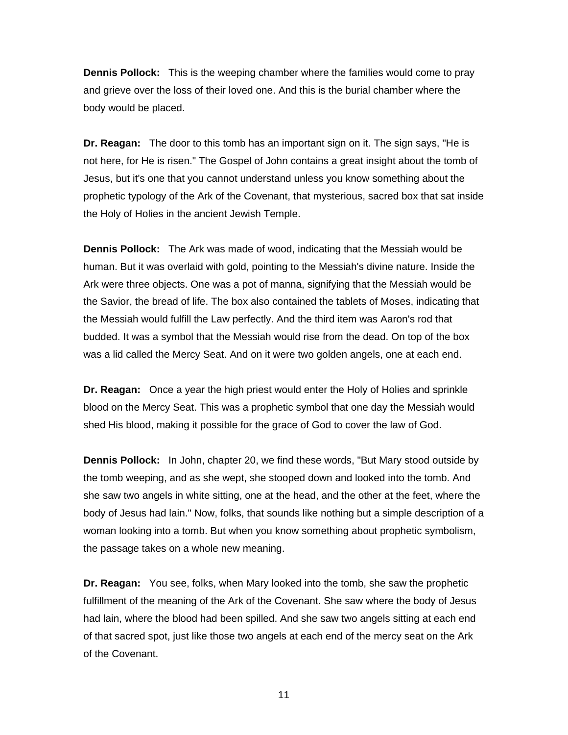**Dennis Pollock:** This is the weeping chamber where the families would come to pray and grieve over the loss of their loved one. And this is the burial chamber where the body would be placed.

**Dr. Reagan:** The door to this tomb has an important sign on it. The sign says, "He is not here, for He is risen." The Gospel of John contains a great insight about the tomb of Jesus, but it's one that you cannot understand unless you know something about the prophetic typology of the Ark of the Covenant, that mysterious, sacred box that sat inside the Holy of Holies in the ancient Jewish Temple.

**Dennis Pollock:** The Ark was made of wood, indicating that the Messiah would be human. But it was overlaid with gold, pointing to the Messiah's divine nature. Inside the Ark were three objects. One was a pot of manna, signifying that the Messiah would be the Savior, the bread of life. The box also contained the tablets of Moses, indicating that the Messiah would fulfill the Law perfectly. And the third item was Aaron's rod that budded. It was a symbol that the Messiah would rise from the dead. On top of the box was a lid called the Mercy Seat. And on it were two golden angels, one at each end.

**Dr. Reagan:** Once a year the high priest would enter the Holy of Holies and sprinkle blood on the Mercy Seat. This was a prophetic symbol that one day the Messiah would shed His blood, making it possible for the grace of God to cover the law of God.

**Dennis Pollock:** In John, chapter 20, we find these words, "But Mary stood outside by the tomb weeping, and as she wept, she stooped down and looked into the tomb. And she saw two angels in white sitting, one at the head, and the other at the feet, where the body of Jesus had lain." Now, folks, that sounds like nothing but a simple description of a woman looking into a tomb. But when you know something about prophetic symbolism, the passage takes on a whole new meaning.

**Dr. Reagan:** You see, folks, when Mary looked into the tomb, she saw the prophetic fulfillment of the meaning of the Ark of the Covenant. She saw where the body of Jesus had lain, where the blood had been spilled. And she saw two angels sitting at each end of that sacred spot, just like those two angels at each end of the mercy seat on the Ark of the Covenant.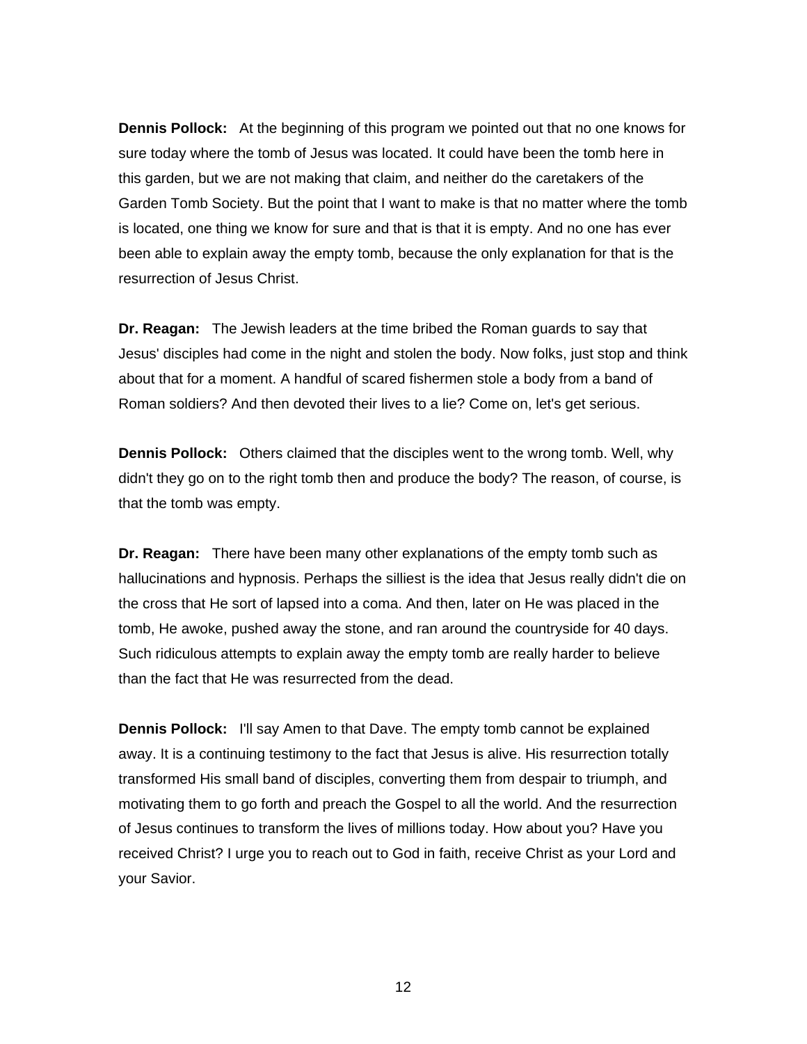**Dennis Pollock:** At the beginning of this program we pointed out that no one knows for sure today where the tomb of Jesus was located. It could have been the tomb here in this garden, but we are not making that claim, and neither do the caretakers of the Garden Tomb Society. But the point that I want to make is that no matter where the tomb is located, one thing we know for sure and that is that it is empty. And no one has ever been able to explain away the empty tomb, because the only explanation for that is the resurrection of Jesus Christ.

**Dr. Reagan:** The Jewish leaders at the time bribed the Roman guards to say that Jesus' disciples had come in the night and stolen the body. Now folks, just stop and think about that for a moment. A handful of scared fishermen stole a body from a band of Roman soldiers? And then devoted their lives to a lie? Come on, let's get serious.

**Dennis Pollock:** Others claimed that the disciples went to the wrong tomb. Well, why didn't they go on to the right tomb then and produce the body? The reason, of course, is that the tomb was empty.

**Dr. Reagan:** There have been many other explanations of the empty tomb such as hallucinations and hypnosis. Perhaps the silliest is the idea that Jesus really didn't die on the cross that He sort of lapsed into a coma. And then, later on He was placed in the tomb, He awoke, pushed away the stone, and ran around the countryside for 40 days. Such ridiculous attempts to explain away the empty tomb are really harder to believe than the fact that He was resurrected from the dead.

**Dennis Pollock:** I'll say Amen to that Dave. The empty tomb cannot be explained away. It is a continuing testimony to the fact that Jesus is alive. His resurrection totally transformed His small band of disciples, converting them from despair to triumph, and motivating them to go forth and preach the Gospel to all the world. And the resurrection of Jesus continues to transform the lives of millions today. How about you? Have you received Christ? I urge you to reach out to God in faith, receive Christ as your Lord and your Savior.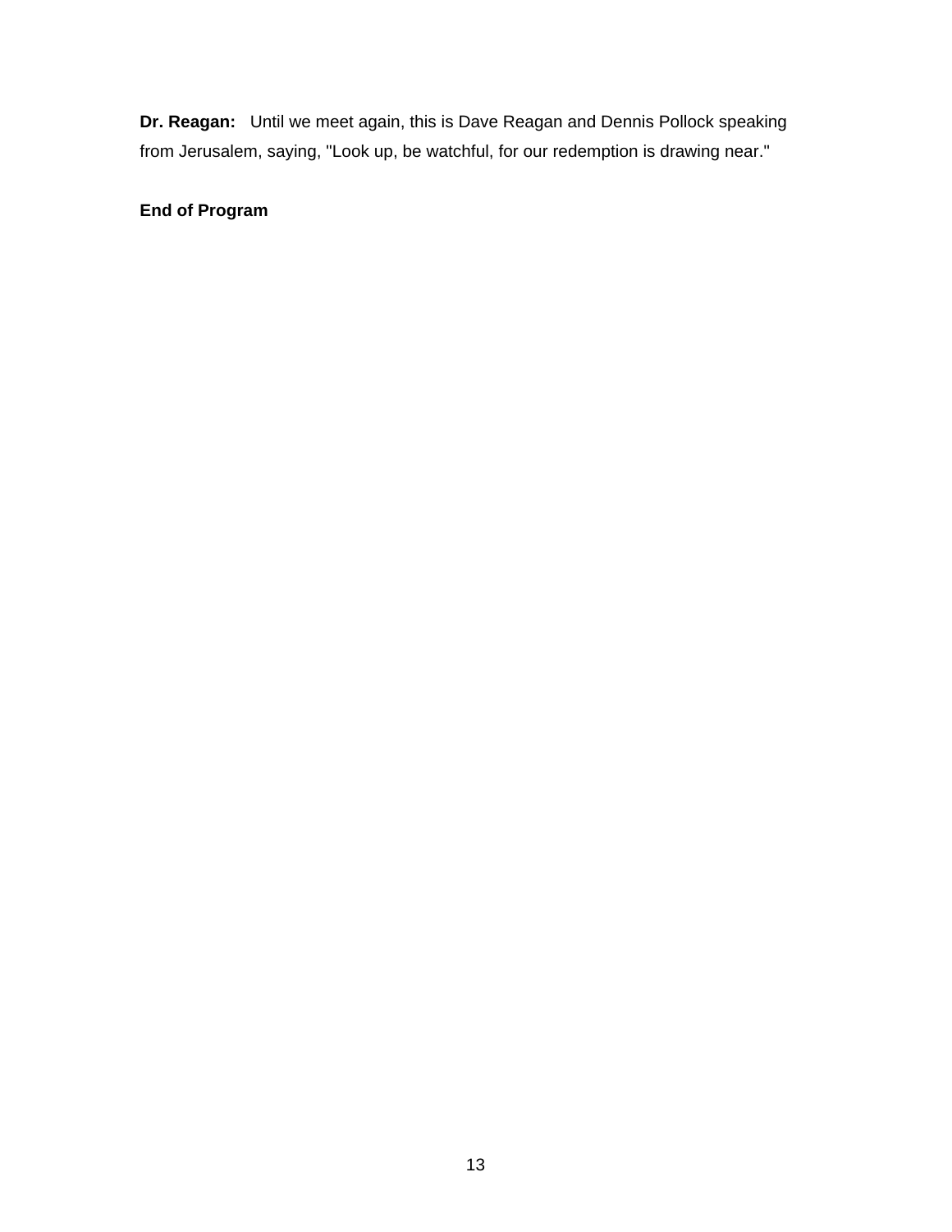**Dr. Reagan:** Until we meet again, this is Dave Reagan and Dennis Pollock speaking from Jerusalem, saying, "Look up, be watchful, for our redemption is drawing near."

**End of Program**